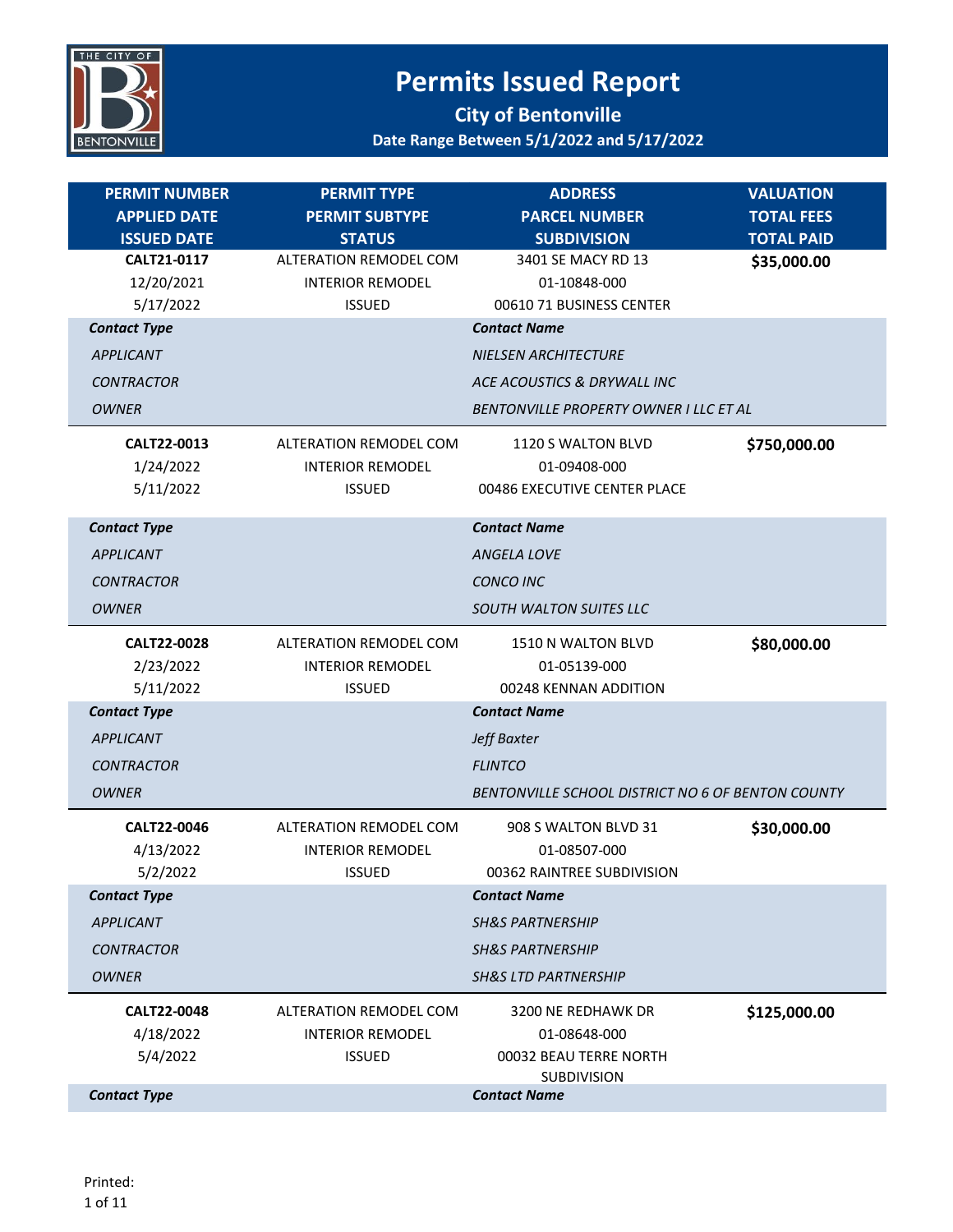# Permits Issued Report

## City of Bentonville

### Date Range Between 5/1/2022 and 5/17/2022

| PERMIT NUMBER<br>APPLIED DATE<br>ISSUED DATE | PERMIT TYPE<br>PERMIT SUBTYPE<br>STATUS | ADDRESS<br>PARCEL NUMBER<br>SUBDIVISION | VALUATION<br>TOTAL FEES<br>TOTAL PAID |
|---|---|---|---|
| **CALT21-0117**<br>12/20/2021<br>5/17/2022 | ALTERATION REMODEL COM<br>INTERIOR REMODEL<br>ISSUED | 3401 SE MACY RD 13<br>01-10848-000<br>00610 71 BUSINESS CENTER | **$35,000.00** |

| *Contact Type* | *Contact Name* |
|---|---|
| *APPLICANT* | *NIELSEN ARCHITECTURE* |
| *CONTRACTOR* | *ACE ACOUSTICS & DRYWALL INC* |
| *OWNER* | *BENTONVILLE PROPERTY OWNER I LLC ET AL* |

| PERMIT NUMBER<br>APPLIED DATE<br>ISSUED DATE | PERMIT TYPE<br>PERMIT SUBTYPE<br>STATUS | ADDRESS<br>PARCEL NUMBER<br>SUBDIVISION | VALUATION<br>TOTAL FEES<br>TOTAL PAID |
|---|---|---|---|
| **CALT22-0013**<br>1/24/2022<br>5/11/2022 | ALTERATION REMODEL COM<br>INTERIOR REMODEL<br>ISSUED | 1120 S WALTON BLVD<br>01-09408-000<br>00486 EXECUTIVE CENTER PLACE | **$750,000.00** |

| *Contact Type* | *Contact Name* |
|---|---|
| *APPLICANT* | *ANGELA LOVE* |
| *CONTRACTOR* | *CONCO INC* |
| *OWNER* | *SOUTH WALTON SUITES LLC* |

| PERMIT NUMBER<br>APPLIED DATE<br>ISSUED DATE | PERMIT TYPE<br>PERMIT SUBTYPE<br>STATUS | ADDRESS<br>PARCEL NUMBER<br>SUBDIVISION | VALUATION<br>TOTAL FEES<br>TOTAL PAID |
|---|---|---|---|
| **CALT22-0028**<br>2/23/2022<br>5/11/2022 | ALTERATION REMODEL COM<br>INTERIOR REMODEL<br>ISSUED | 1510 N WALTON BLVD<br>01-05139-000<br>00248 KENNAN ADDITION | **$80,000.00** |

| *Contact Type* | *Contact Name* |
|---|---|
| *APPLICANT* | *Jeff Baxter* |
| *CONTRACTOR* | *FLINTCO* |
| *OWNER* | *BENTONVILLE SCHOOL DISTRICT NO 6 OF BENTON COUNTY* |

| PERMIT NUMBER<br>APPLIED DATE<br>ISSUED DATE | PERMIT TYPE<br>PERMIT SUBTYPE<br>STATUS | ADDRESS<br>PARCEL NUMBER<br>SUBDIVISION | VALUATION<br>TOTAL FEES<br>TOTAL PAID |
|---|---|---|---|
| **CALT22-0046**<br>4/13/2022<br>5/2/2022 | ALTERATION REMODEL COM<br>INTERIOR REMODEL<br>ISSUED | 908 S WALTON BLVD 31<br>01-08507-000<br>00362 RAINTREE SUBDIVISION | **$30,000.00** |

| *Contact Type* | *Contact Name* |
|---|---|
| *APPLICANT* | *SH&S PARTNERSHIP* |
| *CONTRACTOR* | *SH&S PARTNERSHIP* |
| *OWNER* | *SH&S LTD PARTNERSHIP* |

| PERMIT NUMBER<br>APPLIED DATE<br>ISSUED DATE | PERMIT TYPE<br>PERMIT SUBTYPE<br>STATUS | ADDRESS<br>PARCEL NUMBER<br>SUBDIVISION | VALUATION<br>TOTAL FEES<br>TOTAL PAID |
|---|---|---|---|
| **CALT22-0048**<br>4/18/2022<br>5/4/2022 | ALTERATION REMODEL COM<br>INTERIOR REMODEL<br>ISSUED | 3200 NE REDHAWK DR<br>01-08648-000<br>00032 BEAU TERRE NORTH SUBDIVISION | **$125,000.00** |

| *Contact Type* | *Contact Name* |
|---|---|

Printed: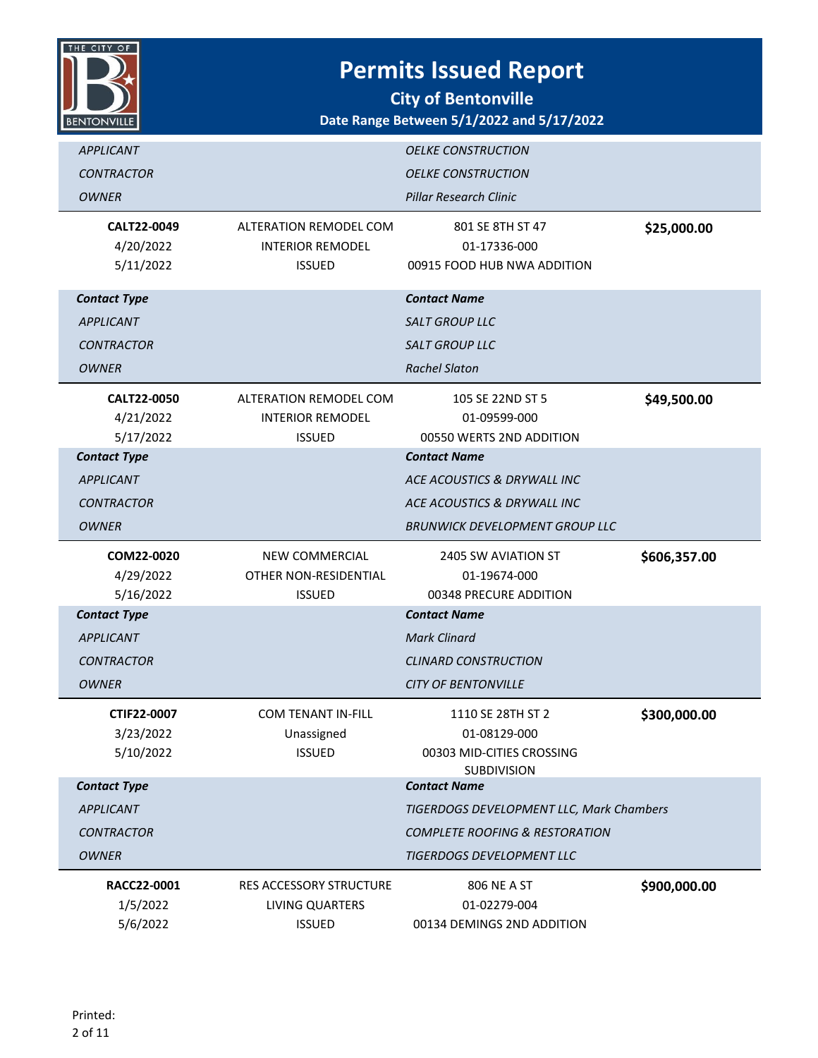# Permits Issued Report

## City of Bentonville

**Date Range Between 5/1/2022 and 5/17/2022**

| Contact Type | Contact Name |
|---|---|
| *APPLICANT* | *OELKE CONSTRUCTION* |
| *CONTRACTOR* | *OELKE CONSTRUCTION* |
| *OWNER* | *Pillar Research Clinic* |

| **CALT22-0049** | ALTERATION REMODEL COM | 801 SE 8TH ST 47 | **$25,000.00** |
|---|---|---|---|
| 4/20/2022 | INTERIOR REMODEL | 01-17336-000 | |
| 5/11/2022 | ISSUED | 00915 FOOD HUB NWA ADDITION | |

| **Contact Type** | **Contact Name** |
|---|---|
| *APPLICANT* | *SALT GROUP LLC* |
| *CONTRACTOR* | *SALT GROUP LLC* |
| *OWNER* | *Rachel Slaton* |

| **CALT22-0050** | ALTERATION REMODEL COM | 105 SE 22ND ST 5 | **$49,500.00** |
|---|---|---|---|
| 4/21/2022 | INTERIOR REMODEL | 01-09599-000 | |
| 5/17/2022 | ISSUED | 00550 WERTS 2ND ADDITION | |

| **Contact Type** | **Contact Name** |
|---|---|
| *APPLICANT* | *ACE ACOUSTICS & DRYWALL INC* |
| *CONTRACTOR* | *ACE ACOUSTICS & DRYWALL INC* |
| *OWNER* | *BRUNWICK DEVELOPMENT GROUP LLC* |

| **COM22-0020** | NEW COMMERCIAL | 2405 SW AVIATION ST | **$606,357.00** |
|---|---|---|---|
| 4/29/2022 | OTHER NON-RESIDENTIAL | 01-19674-000 | |
| 5/16/2022 | ISSUED | 00348 PRECURE ADDITION | |

| **Contact Type** | **Contact Name** |
|---|---|
| *APPLICANT* | *Mark Clinard* |
| *CONTRACTOR* | *CLINARD CONSTRUCTION* |
| *OWNER* | *CITY OF BENTONVILLE* |

| **CTIF22-0007** | COM TENANT IN-FILL | 1110 SE 28TH ST 2 | **$300,000.00** |
|---|---|---|---|
| 3/23/2022 | Unassigned | 01-08129-000 | |
| 5/10/2022 | ISSUED | 00303 MID-CITIES CROSSING SUBDIVISION | |

| **Contact Type** | **Contact Name** |
|---|---|
| *APPLICANT* | *TIGERDOGS DEVELOPMENT LLC, Mark Chambers* |
| *CONTRACTOR* | *COMPLETE ROOFING & RESTORATION* |
| *OWNER* | *TIGERDOGS DEVELOPMENT LLC* |

| **RACC22-0001** | RES ACCESSORY STRUCTURE | 806 NE A ST | **$900,000.00** |
|---|---|---|---|
| 1/5/2022 | LIVING QUARTERS | 01-02279-004 | |
| 5/6/2022 | ISSUED | 00134 DEMINGS 2ND ADDITION | |

Printed: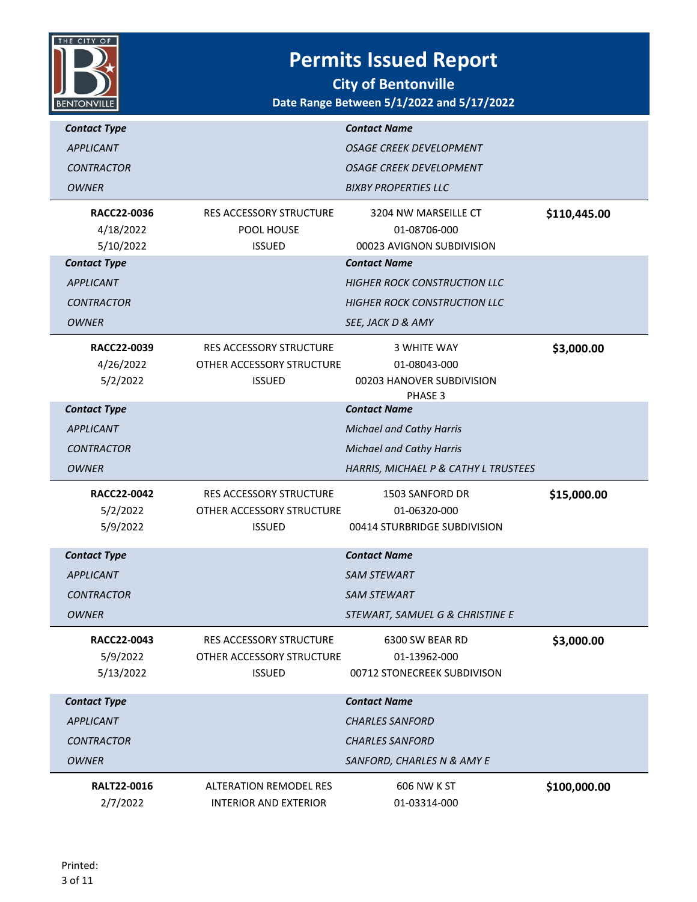# Permits Issued Report

## City of Bentonville

### Date Range Between 5/1/2022 and 5/17/2022

| Contact Type | Contact Name |
|---|---|
| *APPLICANT* | *OSAGE CREEK DEVELOPMENT* |
| *CONTRACTOR* | *OSAGE CREEK DEVELOPMENT* |
| *OWNER* | *BIXBY PROPERTIES LLC* |

| | | | |
|---|---|---|---|
| **RACC22-0036** | RES ACCESSORY STRUCTURE | 3204 NW MARSEILLE CT | **$110,445.00** |
| 4/18/2022 | POOL HOUSE | 01-08706-000 | |
| 5/10/2022 | ISSUED | 00023 AVIGNON SUBDIVISION | |

| Contact Type | Contact Name |
|---|---|
| *APPLICANT* | *HIGHER ROCK CONSTRUCTION LLC* |
| *CONTRACTOR* | *HIGHER ROCK CONSTRUCTION LLC* |
| *OWNER* | *SEE, JACK D & AMY* |

| | | | |
|---|---|---|---|
| **RACC22-0039** | RES ACCESSORY STRUCTURE | 3 WHITE WAY | **$3,000.00** |
| 4/26/2022 | OTHER ACCESSORY STRUCTURE | 01-08043-000 | |
| 5/2/2022 | ISSUED | 00203 HANOVER SUBDIVISION PHASE 3 | |

| Contact Type | Contact Name |
|---|---|
| *APPLICANT* | *Michael and Cathy Harris* |
| *CONTRACTOR* | *Michael and Cathy Harris* |
| *OWNER* | *HARRIS, MICHAEL P & CATHY L TRUSTEES* |

| | | | |
|---|---|---|---|
| **RACC22-0042** | RES ACCESSORY STRUCTURE | 1503 SANFORD DR | **$15,000.00** |
| 5/2/2022 | OTHER ACCESSORY STRUCTURE | 01-06320-000 | |
| 5/9/2022 | ISSUED | 00414 STURBRIDGE SUBDIVISION | |

| Contact Type | Contact Name |
|---|---|
| *APPLICANT* | *SAM STEWART* |
| *CONTRACTOR* | *SAM STEWART* |
| *OWNER* | *STEWART, SAMUEL G & CHRISTINE E* |

| | | | |
|---|---|---|---|
| **RACC22-0043** | RES ACCESSORY STRUCTURE | 6300 SW BEAR RD | **$3,000.00** |
| 5/9/2022 | OTHER ACCESSORY STRUCTURE | 01-13962-000 | |
| 5/13/2022 | ISSUED | 00712 STONECREEK SUBDIVISON | |

| Contact Type | Contact Name |
|---|---|
| *APPLICANT* | *CHARLES SANFORD* |
| *CONTRACTOR* | *CHARLES SANFORD* |
| *OWNER* | *SANFORD, CHARLES N & AMY E* |

| | | | |
|---|---|---|---|
| **RALT22-0016** | ALTERATION REMODEL RES | 606 NW K ST | **$100,000.00** |
| 2/7/2022 | INTERIOR AND EXTERIOR | 01-03314-000 | |

Printed: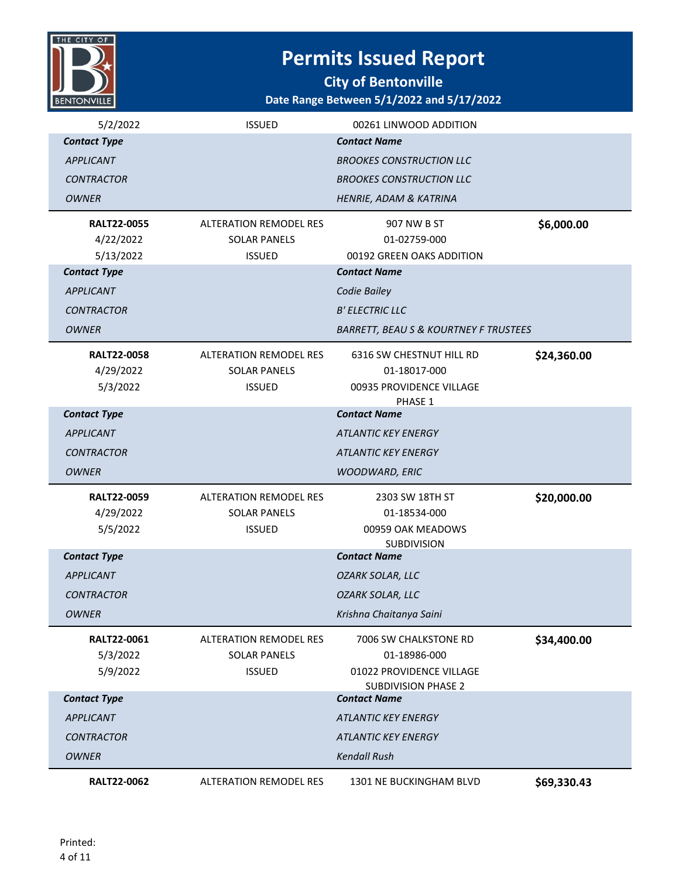# Permits Issued Report

## City of Bentonville

### Date Range Between 5/1/2022 and 5/17/2022

| | | | |
|---|---|---|---|
| 5/2/2022 | ISSUED | 00261 LINWOOD ADDITION | |

| *Contact Type* | *Contact Name* |
|---|---|
| *APPLICANT* | *BROOKES CONSTRUCTION LLC* |
| *CONTRACTOR* | *BROOKES CONSTRUCTION LLC* |
| *OWNER* | *HENRIE, ADAM & KATRINA* |

| | | | |
|---|---|---|---|
| **RALT22-0055** | ALTERATION REMODEL RES | 907 NW B ST | **$6,000.00** |
| 4/22/2022 | SOLAR PANELS | 01-02759-000 | |
| 5/13/2022 | ISSUED | 00192 GREEN OAKS ADDITION | |

| *Contact Type* | *Contact Name* |
|---|---|
| *APPLICANT* | *Codie Bailey* |
| *CONTRACTOR* | *B' ELECTRIC LLC* |
| *OWNER* | *BARRETT, BEAU S & KOURTNEY F TRUSTEES* |

| | | | |
|---|---|---|---|
| **RALT22-0058** | ALTERATION REMODEL RES | 6316 SW CHESTNUT HILL RD | **$24,360.00** |
| 4/29/2022 | SOLAR PANELS | 01-18017-000 | |
| 5/3/2022 | ISSUED | 00935 PROVIDENCE VILLAGE PHASE 1 | |

| *Contact Type* | *Contact Name* |
|---|---|
| *APPLICANT* | *ATLANTIC KEY ENERGY* |
| *CONTRACTOR* | *ATLANTIC KEY ENERGY* |
| *OWNER* | *WOODWARD, ERIC* |

| | | | |
|---|---|---|---|
| **RALT22-0059** | ALTERATION REMODEL RES | 2303 SW 18TH ST | **$20,000.00** |
| 4/29/2022 | SOLAR PANELS | 01-18534-000 | |
| 5/5/2022 | ISSUED | 00959 OAK MEADOWS SUBDIVISION | |

| *Contact Type* | *Contact Name* |
|---|---|
| *APPLICANT* | *OZARK SOLAR, LLC* |
| *CONTRACTOR* | *OZARK SOLAR, LLC* |
| *OWNER* | *Krishna Chaitanya Saini* |

| | | | |
|---|---|---|---|
| **RALT22-0061** | ALTERATION REMODEL RES | 7006 SW CHALKSTONE RD | **$34,400.00** |
| 5/3/2022 | SOLAR PANELS | 01-18986-000 | |
| 5/9/2022 | ISSUED | 01022 PROVIDENCE VILLAGE SUBDIVISION PHASE 2 | |

| *Contact Type* | *Contact Name* |
|---|---|
| *APPLICANT* | *ATLANTIC KEY ENERGY* |
| *CONTRACTOR* | *ATLANTIC KEY ENERGY* |
| *OWNER* | *Kendall Rush* |

| | | | |
|---|---|---|---|
| **RALT22-0062** | ALTERATION REMODEL RES | 1301 NE BUCKINGHAM BLVD | **$69,330.43** |

Printed: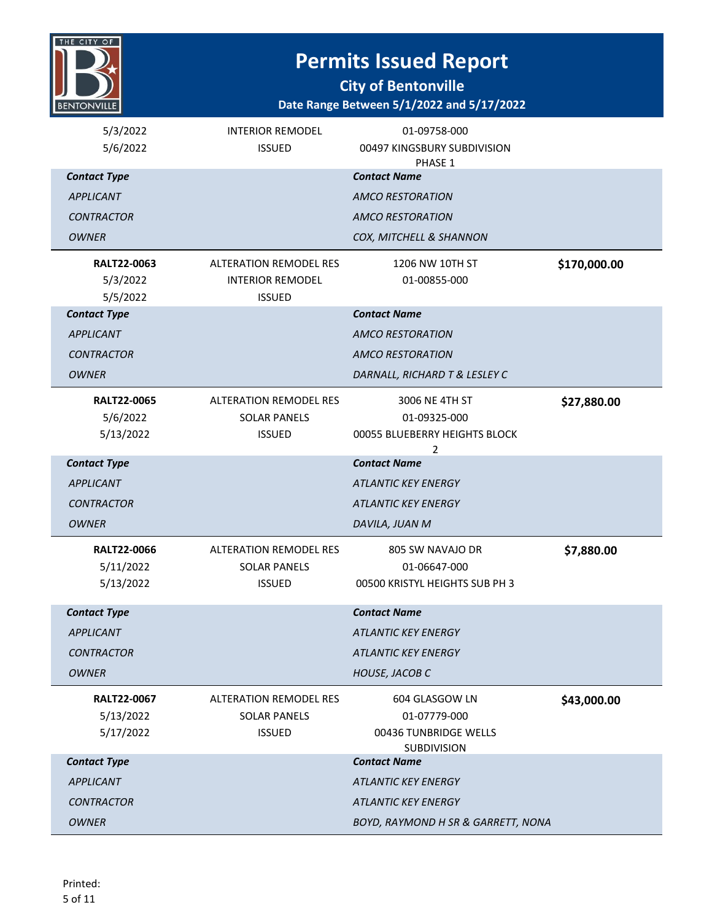# Permits Issued Report

## City of Bentonville

### Date Range Between 5/1/2022 and 5/17/2022

| | | | |
|---|---|---|---|
| 5/3/2022 | INTERIOR REMODEL | 01-09758-000 | |
| 5/6/2022 | ISSUED | 00497 KINGSBURY SUBDIVISION PHASE 1 | |

| Contact Type | Contact Name |
|---|---|
| *APPLICANT* | *AMCO RESTORATION* |
| *CONTRACTOR* | *AMCO RESTORATION* |
| *OWNER* | *COX, MITCHELL & SHANNON* |

| | | | |
|---|---|---|---|
| **RALT22-0063** | ALTERATION REMODEL RES | 1206 NW 10TH ST | **$170,000.00** |
| 5/3/2022 | INTERIOR REMODEL | 01-00855-000 | |
| 5/5/2022 | ISSUED | | |

| Contact Type | Contact Name |
|---|---|
| *APPLICANT* | *AMCO RESTORATION* |
| *CONTRACTOR* | *AMCO RESTORATION* |
| *OWNER* | *DARNALL, RICHARD T & LESLEY C* |

| | | | |
|---|---|---|---|
| **RALT22-0065** | ALTERATION REMODEL RES | 3006 NE 4TH ST | **$27,880.00** |
| 5/6/2022 | SOLAR PANELS | 01-09325-000 | |
| 5/13/2022 | ISSUED | 00055 BLUEBERRY HEIGHTS BLOCK 2 | |

| Contact Type | Contact Name |
|---|---|
| *APPLICANT* | *ATLANTIC KEY ENERGY* |
| *CONTRACTOR* | *ATLANTIC KEY ENERGY* |
| *OWNER* | *DAVILA, JUAN M* |

| | | | |
|---|---|---|---|
| **RALT22-0066** | ALTERATION REMODEL RES | 805 SW NAVAJO DR | **$7,880.00** |
| 5/11/2022 | SOLAR PANELS | 01-06647-000 | |
| 5/13/2022 | ISSUED | 00500 KRISTYL HEIGHTS SUB PH 3 | |

| Contact Type | Contact Name |
|---|---|
| *APPLICANT* | *ATLANTIC KEY ENERGY* |
| *CONTRACTOR* | *ATLANTIC KEY ENERGY* |
| *OWNER* | *HOUSE, JACOB C* |

| | | | |
|---|---|---|---|
| **RALT22-0067** | ALTERATION REMODEL RES | 604 GLASGOW LN | **$43,000.00** |
| 5/13/2022 | SOLAR PANELS | 01-07779-000 | |
| 5/17/2022 | ISSUED | 00436 TUNBRIDGE WELLS SUBDIVISION | |

| Contact Type | Contact Name |
|---|---|
| *APPLICANT* | *ATLANTIC KEY ENERGY* |
| *CONTRACTOR* | *ATLANTIC KEY ENERGY* |
| *OWNER* | *BOYD, RAYMOND H SR & GARRETT, NONA* |

Printed: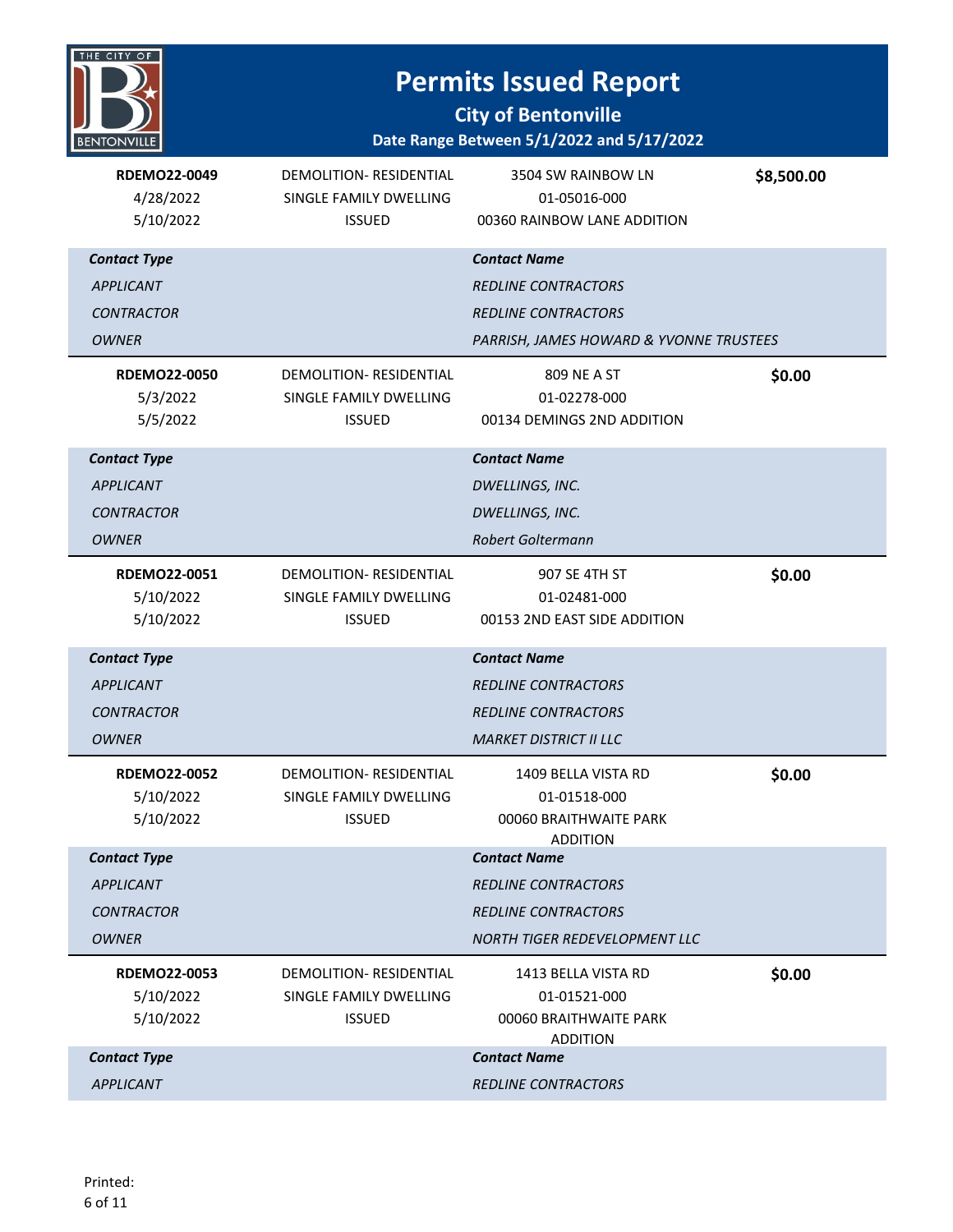# Permits Issued Report

## City of Bentonville

### Date Range Between 5/1/2022 and 5/17/2022

| | | | |
|---|---|---|---|
| **RDEMO22-0049** | DEMOLITION- RESIDENTIAL | 3504 SW RAINBOW LN | **$8,500.00** |
| 4/28/2022 | SINGLE FAMILY DWELLING | 01-05016-000 | |
| 5/10/2022 | ISSUED | 00360 RAINBOW LANE ADDITION | |

| *Contact Type* | *Contact Name* |
|---|---|
| *APPLICANT* | *REDLINE CONTRACTORS* |
| *CONTRACTOR* | *REDLINE CONTRACTORS* |
| *OWNER* | *PARRISH, JAMES HOWARD & YVONNE TRUSTEES* |

| | | | |
|---|---|---|---|
| **RDEMO22-0050** | DEMOLITION- RESIDENTIAL | 809 NE A ST | **$0.00** |
| 5/3/2022 | SINGLE FAMILY DWELLING | 01-02278-000 | |
| 5/5/2022 | ISSUED | 00134 DEMINGS 2ND ADDITION | |

| *Contact Type* | *Contact Name* |
|---|---|
| *APPLICANT* | *DWELLINGS, INC.* |
| *CONTRACTOR* | *DWELLINGS, INC.* |
| *OWNER* | *Robert Goltermann* |

| | | | |
|---|---|---|---|
| **RDEMO22-0051** | DEMOLITION- RESIDENTIAL | 907 SE 4TH ST | **$0.00** |
| 5/10/2022 | SINGLE FAMILY DWELLING | 01-02481-000 | |
| 5/10/2022 | ISSUED | 00153 2ND EAST SIDE ADDITION | |

| *Contact Type* | *Contact Name* |
|---|---|
| *APPLICANT* | *REDLINE CONTRACTORS* |
| *CONTRACTOR* | *REDLINE CONTRACTORS* |
| *OWNER* | *MARKET DISTRICT II LLC* |

| | | | |
|---|---|---|---|
| **RDEMO22-0052** | DEMOLITION- RESIDENTIAL | 1409 BELLA VISTA RD | **$0.00** |
| 5/10/2022 | SINGLE FAMILY DWELLING | 01-01518-000 | |
| 5/10/2022 | ISSUED | 00060 BRAITHWAITE PARK ADDITION | |

| *Contact Type* | *Contact Name* |
|---|---|
| *APPLICANT* | *REDLINE CONTRACTORS* |
| *CONTRACTOR* | *REDLINE CONTRACTORS* |
| *OWNER* | *NORTH TIGER REDEVELOPMENT LLC* |

| | | | |
|---|---|---|---|
| **RDEMO22-0053** | DEMOLITION- RESIDENTIAL | 1413 BELLA VISTA RD | **$0.00** |
| 5/10/2022 | SINGLE FAMILY DWELLING | 01-01521-000 | |
| 5/10/2022 | ISSUED | 00060 BRAITHWAITE PARK ADDITION | |

| *Contact Type* | *Contact Name* |
|---|---|
| *APPLICANT* | *REDLINE CONTRACTORS* |

Printed: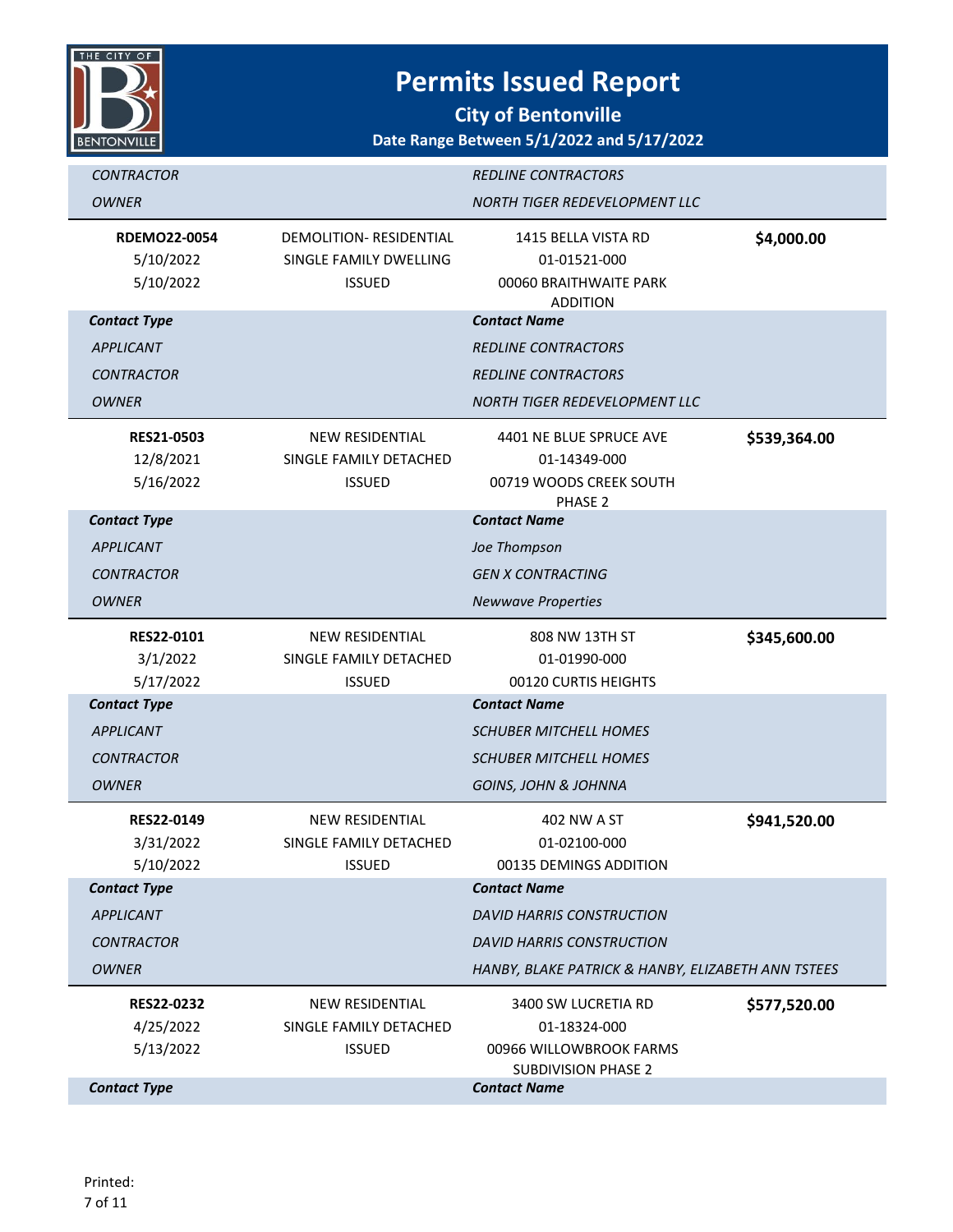# Permits Issued Report

## City of Bentonville

### Date Range Between 5/1/2022 and 5/17/2022

| Contact Type | Contact Name |
|---|---|
| *CONTRACTOR* | *REDLINE CONTRACTORS* |
| *OWNER* | *NORTH TIGER REDEVELOPMENT LLC* |

| | | | |
|---|---|---|---|
| **RDEMO22-0054** | DEMOLITION- RESIDENTIAL | 1415 BELLA VISTA RD | **$4,000.00** |
| 5/10/2022 | SINGLE FAMILY DWELLING | 01-01521-000 | |
| 5/10/2022 | ISSUED | 00060 BRAITHWAITE PARK ADDITION | |

| ***Contact Type*** | ***Contact Name*** |
|---|---|
| *APPLICANT* | *REDLINE CONTRACTORS* |
| *CONTRACTOR* | *REDLINE CONTRACTORS* |
| *OWNER* | *NORTH TIGER REDEVELOPMENT LLC* |

| | | | |
|---|---|---|---|
| **RES21-0503** | NEW RESIDENTIAL | 4401 NE BLUE SPRUCE AVE | **$539,364.00** |
| 12/8/2021 | SINGLE FAMILY DETACHED | 01-14349-000 | |
| 5/16/2022 | ISSUED | 00719 WOODS CREEK SOUTH PHASE 2 | |

| ***Contact Type*** | ***Contact Name*** |
|---|---|
| *APPLICANT* | *Joe Thompson* |
| *CONTRACTOR* | *GEN X CONTRACTING* |
| *OWNER* | *Newwave Properties* |

| | | | |
|---|---|---|---|
| **RES22-0101** | NEW RESIDENTIAL | 808 NW 13TH ST | **$345,600.00** |
| 3/1/2022 | SINGLE FAMILY DETACHED | 01-01990-000 | |
| 5/17/2022 | ISSUED | 00120 CURTIS HEIGHTS | |

| ***Contact Type*** | ***Contact Name*** |
|---|---|
| *APPLICANT* | *SCHUBER MITCHELL HOMES* |
| *CONTRACTOR* | *SCHUBER MITCHELL HOMES* |
| *OWNER* | *GOINS, JOHN & JOHNNA* |

| | | | |
|---|---|---|---|
| **RES22-0149** | NEW RESIDENTIAL | 402 NW A ST | **$941,520.00** |
| 3/31/2022 | SINGLE FAMILY DETACHED | 01-02100-000 | |
| 5/10/2022 | ISSUED | 00135 DEMINGS ADDITION | |

| ***Contact Type*** | ***Contact Name*** |
|---|---|
| *APPLICANT* | *DAVID HARRIS CONSTRUCTION* |
| *CONTRACTOR* | *DAVID HARRIS CONSTRUCTION* |
| *OWNER* | *HANBY, BLAKE PATRICK & HANBY, ELIZABETH ANN TSTEES* |

| | | | |
|---|---|---|---|
| **RES22-0232** | NEW RESIDENTIAL | 3400 SW LUCRETIA RD | **$577,520.00** |
| 4/25/2022 | SINGLE FAMILY DETACHED | 01-18324-000 | |
| 5/13/2022 | ISSUED | 00966 WILLOWBROOK FARMS SUBDIVISION PHASE 2 | |

| ***Contact Type*** | ***Contact Name*** |
|---|---|

Printed: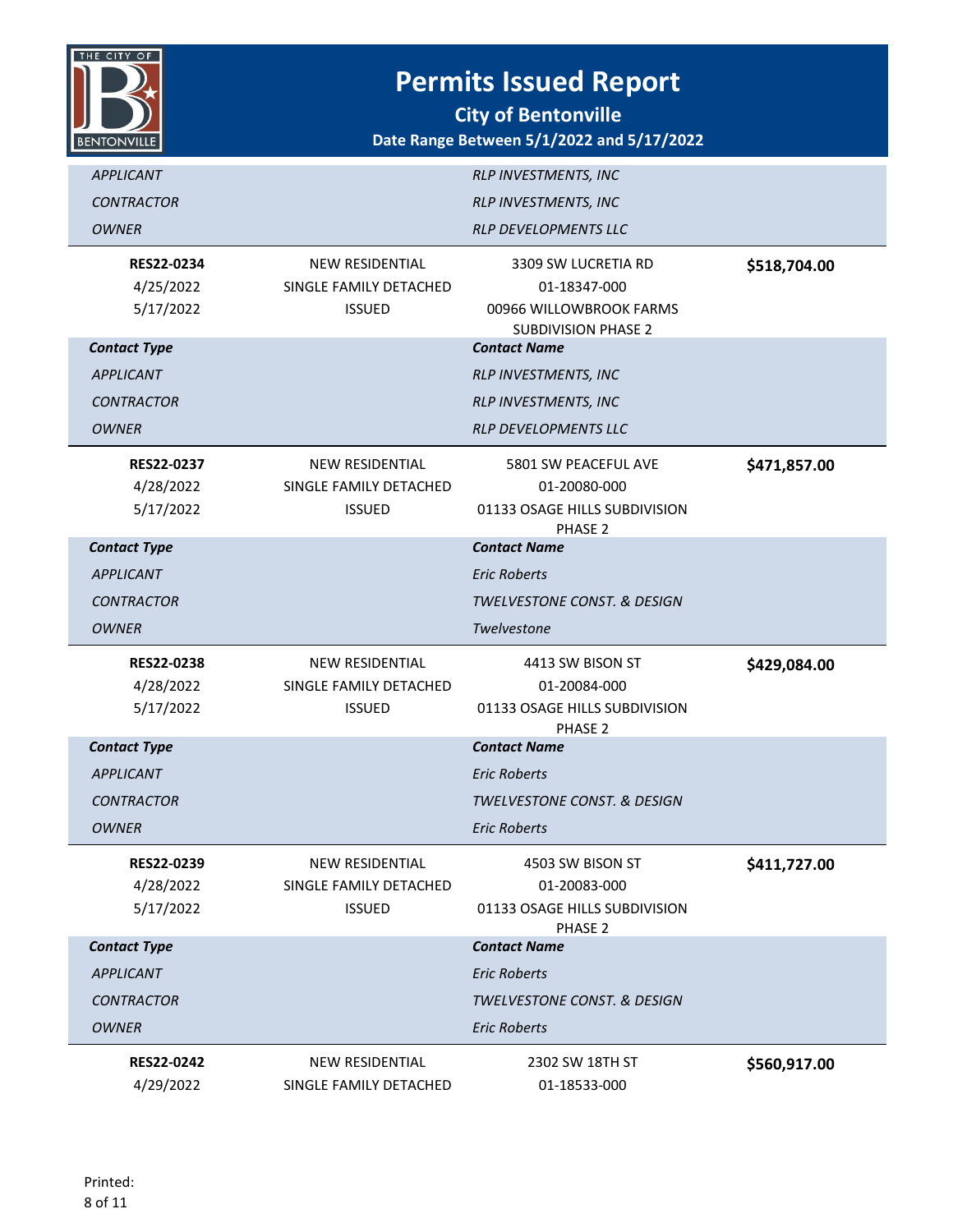# Permits Issued Report

## City of Bentonville

### Date Range Between 5/1/2022 and 5/17/2022

| Contact Type | | Contact Name | |
|---|---|---|---|
| *APPLICANT* | | *RLP INVESTMENTS, INC* | |
| *CONTRACTOR* | | *RLP INVESTMENTS, INC* | |
| *OWNER* | | *RLP DEVELOPMENTS LLC* | |

| | | | |
|---|---|---|---|
| **RES22-0234** | NEW RESIDENTIAL | 3309 SW LUCRETIA RD | **$518,704.00** |
| 4/25/2022 | SINGLE FAMILY DETACHED | 01-18347-000 | |
| 5/17/2022 | ISSUED | 00966 WILLOWBROOK FARMS SUBDIVISION PHASE 2 | |
| ***Contact Type*** | | ***Contact Name*** | |
| *APPLICANT* | | *RLP INVESTMENTS, INC* | |
| *CONTRACTOR* | | *RLP INVESTMENTS, INC* | |
| *OWNER* | | *RLP DEVELOPMENTS LLC* | |

| | | | |
|---|---|---|---|
| **RES22-0237** | NEW RESIDENTIAL | 5801 SW PEACEFUL AVE | **$471,857.00** |
| 4/28/2022 | SINGLE FAMILY DETACHED | 01-20080-000 | |
| 5/17/2022 | ISSUED | 01133 OSAGE HILLS SUBDIVISION PHASE 2 | |
| ***Contact Type*** | | ***Contact Name*** | |
| *APPLICANT* | | *Eric Roberts* | |
| *CONTRACTOR* | | *TWELVESTONE CONST. & DESIGN* | |
| *OWNER* | | *Twelvestone* | |

| | | | |
|---|---|---|---|
| **RES22-0238** | NEW RESIDENTIAL | 4413 SW BISON ST | **$429,084.00** |
| 4/28/2022 | SINGLE FAMILY DETACHED | 01-20084-000 | |
| 5/17/2022 | ISSUED | 01133 OSAGE HILLS SUBDIVISION PHASE 2 | |
| ***Contact Type*** | | ***Contact Name*** | |
| *APPLICANT* | | *Eric Roberts* | |
| *CONTRACTOR* | | *TWELVESTONE CONST. & DESIGN* | |
| *OWNER* | | *Eric Roberts* | |

| | | | |
|---|---|---|---|
| **RES22-0239** | NEW RESIDENTIAL | 4503 SW BISON ST | **$411,727.00** |
| 4/28/2022 | SINGLE FAMILY DETACHED | 01-20083-000 | |
| 5/17/2022 | ISSUED | 01133 OSAGE HILLS SUBDIVISION PHASE 2 | |
| ***Contact Type*** | | ***Contact Name*** | |
| *APPLICANT* | | *Eric Roberts* | |
| *CONTRACTOR* | | *TWELVESTONE CONST. & DESIGN* | |
| *OWNER* | | *Eric Roberts* | |

| | | | |
|---|---|---|---|
| **RES22-0242** | NEW RESIDENTIAL | 2302 SW 18TH ST | **$560,917.00** |
| 4/29/2022 | SINGLE FAMILY DETACHED | 01-18533-000 | |

Printed: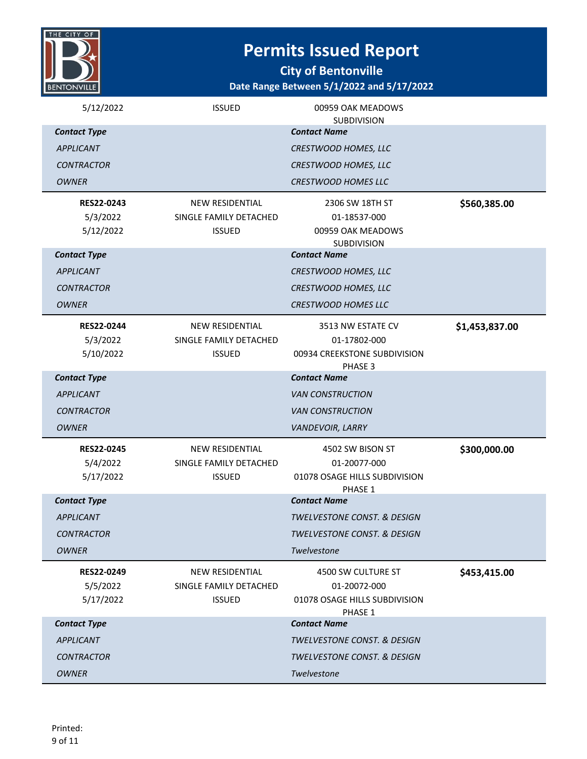# Permits Issued Report

**City of Bentonville**

**Date Range Between 5/1/2022 and 5/17/2022**

| | | | |
|---|---|---|---|
| 5/12/2022 | ISSUED | 00959 OAK MEADOWS SUBDIVISION | |
| ***Contact Type*** | | ***Contact Name*** | |
| *APPLICANT* | | *CRESTWOOD HOMES, LLC* | |
| *CONTRACTOR* | | *CRESTWOOD HOMES, LLC* | |
| *OWNER* | | *CRESTWOOD HOMES LLC* | |

| | | | |
|---|---|---|---|
| **RES22-0243** | NEW RESIDENTIAL | 2306 SW 18TH ST | **$560,385.00** |
| 5/3/2022 | SINGLE FAMILY DETACHED | 01-18537-000 | |
| 5/12/2022 | ISSUED | 00959 OAK MEADOWS SUBDIVISION | |
| ***Contact Type*** | | ***Contact Name*** | |
| *APPLICANT* | | *CRESTWOOD HOMES, LLC* | |
| *CONTRACTOR* | | *CRESTWOOD HOMES, LLC* | |
| *OWNER* | | *CRESTWOOD HOMES LLC* | |

| | | | |
|---|---|---|---|
| **RES22-0244** | NEW RESIDENTIAL | 3513 NW ESTATE CV | **$1,453,837.00** |
| 5/3/2022 | SINGLE FAMILY DETACHED | 01-17802-000 | |
| 5/10/2022 | ISSUED | 00934 CREEKSTONE SUBDIVISION PHASE 3 | |
| ***Contact Type*** | | ***Contact Name*** | |
| *APPLICANT* | | *VAN CONSTRUCTION* | |
| *CONTRACTOR* | | *VAN CONSTRUCTION* | |
| *OWNER* | | *VANDEVOIR, LARRY* | |

| | | | |
|---|---|---|---|
| **RES22-0245** | NEW RESIDENTIAL | 4502 SW BISON ST | **$300,000.00** |
| 5/4/2022 | SINGLE FAMILY DETACHED | 01-20077-000 | |
| 5/17/2022 | ISSUED | 01078 OSAGE HILLS SUBDIVISION PHASE 1 | |
| ***Contact Type*** | | ***Contact Name*** | |
| *APPLICANT* | | *TWELVESTONE CONST. & DESIGN* | |
| *CONTRACTOR* | | *TWELVESTONE CONST. & DESIGN* | |
| *OWNER* | | *Twelvestone* | |

| | | | |
|---|---|---|---|
| **RES22-0249** | NEW RESIDENTIAL | 4500 SW CULTURE ST | **$453,415.00** |
| 5/5/2022 | SINGLE FAMILY DETACHED | 01-20072-000 | |
| 5/17/2022 | ISSUED | 01078 OSAGE HILLS SUBDIVISION PHASE 1 | |
| ***Contact Type*** | | ***Contact Name*** | |
| *APPLICANT* | | *TWELVESTONE CONST. & DESIGN* | |
| *CONTRACTOR* | | *TWELVESTONE CONST. & DESIGN* | |
| *OWNER* | | *Twelvestone* | |

Printed: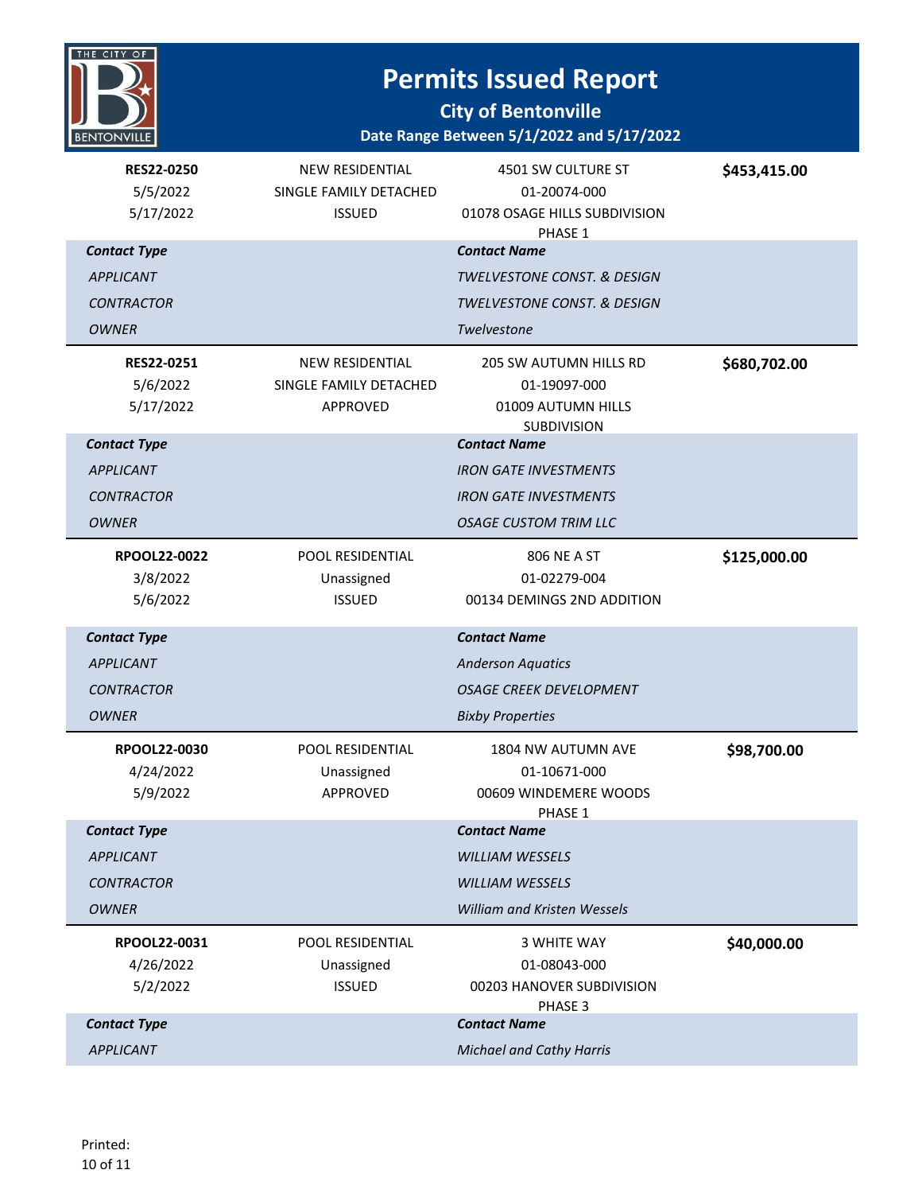# Permits Issued Report

## City of Bentonville

### Date Range Between 5/1/2022 and 5/17/2022

| | | | |
|---|---|---|---|
| **RES22-0250** | NEW RESIDENTIAL | 4501 SW CULTURE ST | **$453,415.00** |
| 5/5/2022 | SINGLE FAMILY DETACHED | 01-20074-000 | |
| 5/17/2022 | ISSUED | 01078 OSAGE HILLS SUBDIVISION PHASE 1 | |

| ***Contact Type*** | ***Contact Name*** |
|---|---|
| *APPLICANT* | *TWELVESTONE CONST. & DESIGN* |
| *CONTRACTOR* | *TWELVESTONE CONST. & DESIGN* |
| *OWNER* | *Twelvestone* |

| | | | |
|---|---|---|---|
| **RES22-0251** | NEW RESIDENTIAL | 205 SW AUTUMN HILLS RD | **$680,702.00** |
| 5/6/2022 | SINGLE FAMILY DETACHED | 01-19097-000 | |
| 5/17/2022 | APPROVED | 01009 AUTUMN HILLS SUBDIVISION | |

| ***Contact Type*** | ***Contact Name*** |
|---|---|
| *APPLICANT* | *IRON GATE INVESTMENTS* |
| *CONTRACTOR* | *IRON GATE INVESTMENTS* |
| *OWNER* | *OSAGE CUSTOM TRIM LLC* |

| | | | |
|---|---|---|---|
| **RPOOL22-0022** | POOL RESIDENTIAL | 806 NE A ST | **$125,000.00** |
| 3/8/2022 | Unassigned | 01-02279-004 | |
| 5/6/2022 | ISSUED | 00134 DEMINGS 2ND ADDITION | |

| ***Contact Type*** | ***Contact Name*** |
|---|---|
| *APPLICANT* | *Anderson Aquatics* |
| *CONTRACTOR* | *OSAGE CREEK DEVELOPMENT* |
| *OWNER* | *Bixby Properties* |

| | | | |
|---|---|---|---|
| **RPOOL22-0030** | POOL RESIDENTIAL | 1804 NW AUTUMN AVE | **$98,700.00** |
| 4/24/2022 | Unassigned | 01-10671-000 | |
| 5/9/2022 | APPROVED | 00609 WINDEMERE WOODS PHASE 1 | |

| ***Contact Type*** | ***Contact Name*** |
|---|---|
| *APPLICANT* | *WILLIAM WESSELS* |
| *CONTRACTOR* | *WILLIAM WESSELS* |
| *OWNER* | *William and Kristen Wessels* |

| | | | |
|---|---|---|---|
| **RPOOL22-0031** | POOL RESIDENTIAL | 3 WHITE WAY | **$40,000.00** |
| 4/26/2022 | Unassigned | 01-08043-000 | |
| 5/2/2022 | ISSUED | 00203 HANOVER SUBDIVISION PHASE 3 | |

| ***Contact Type*** | ***Contact Name*** |
|---|---|
| *APPLICANT* | *Michael and Cathy Harris* |

Printed: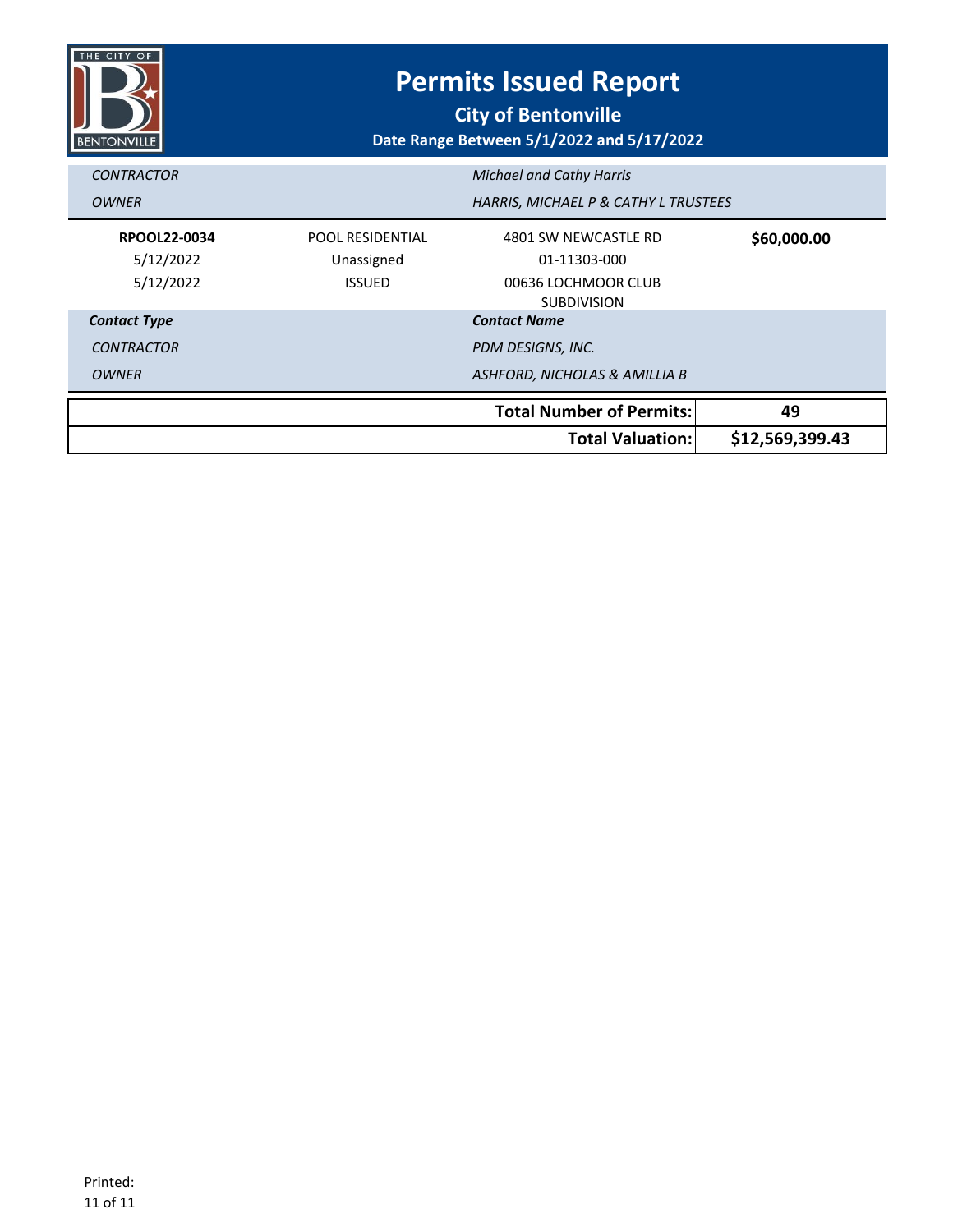# Permits Issued Report

## City of Bentonville

### Date Range Between 5/1/2022 and 5/17/2022

| | |
|---|---|
| *CONTRACTOR* | *Michael and Cathy Harris* |
| *OWNER* | *HARRIS, MICHAEL P & CATHY L TRUSTEES* |

| | | | |
|---|---|---|---|
| **RPOOL22-0034** | POOL RESIDENTIAL | 4801 SW NEWCASTLE RD | **$60,000.00** |
| 5/12/2022 | Unassigned | 01-11303-000 | |
| 5/12/2022 | ISSUED | 00636 LOCHMOOR CLUB SUBDIVISION | |

| ***Contact Type*** | ***Contact Name*** |
|---|---|
| *CONTRACTOR* | *PDM DESIGNS, INC.* |
| *OWNER* | *ASHFORD, NICHOLAS & AMILLIA B* |

| | |
|---|---|
| **Total Number of Permits:** | **49** |
| **Total Valuation:** | **$12,569,399.43** |

Printed: